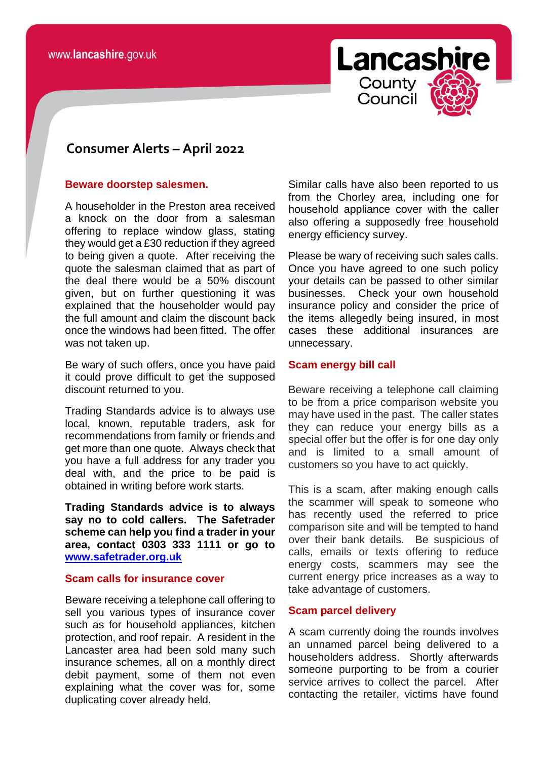# Consumer Alerts – April 2022

### Beware doorstep salesmen.

A householder in the Preston area received a knock on the door from a salesman offering to replace window glass, stating they would get a £30 reduction if they agreed to being given a quote. After receiving the quote the salesman claimed that as part of the deal there would be a 50% discount given, but on further questioning it was explained that the householder would pay the full amount and claim the discount back once the windows had been fitted. The offer was not taken up.

Be wary of such offers, once you have paid it could prove difficult to get the supposed discount returned to you.

Trading Standards advice is to always use local, known, reputable traders, ask for recommendations from family or friends and get more than one quote. Always check that you have a full address for any trader you deal with, and the price to be paid is obtained in writing before work starts.

**Trading Standards advice is to always say no to cold callers. The Safetrader scheme can help you find a trader in your area, contact 0303 333 1111 or go to [www.safetrader.org.uk](http://www.safetrader.org.uk)**

### Scam calls for insurance cover

Beware receiving a telephone call offering to sell you various types of insurance cover such as for household appliances, kitchen protection, and roof repair. A resident in the Lancaster area had been sold many such insurance schemes, all on a monthly direct debit payment, some of them not even explaining what the cover was for, some duplicating cover already held.

Similar calls have also been reported to us from the Chorley area, including one for household appliance cover with the caller also offering a supposedly free household energy efficiency survey.

Please be wary of receiving such sales calls. Once you have agreed to one such policy your details can be passed to other similar businesses. Check your own household insurance policy and consider the price of the items allegedly being insured, in most cases these additional insurances are unnecessary.

### Scam energy bill call

Beware receiving a telephone call claiming to be from a price comparison website you may have used in the past. The caller states they can reduce your energy bills as a special offer but the offer is for one day only and is limited to a small amount of customers so you have to act quickly.

This is a scam, after making enough calls the scammer will speak to someone who has recently used the referred to price comparison site and will be tempted to hand over their bank details. Be suspicious of calls, emails or texts offering to reduce energy costs, scammers may see the current energy price increases as a way to take advantage of customers.

### Scam parcel delivery

A scam currently doing the rounds involves an unnamed parcel being delivered to a householders address. Shortly afterwards someone purporting to be from a courier service arrives to collect the parcel. After contacting the retailer, victims have found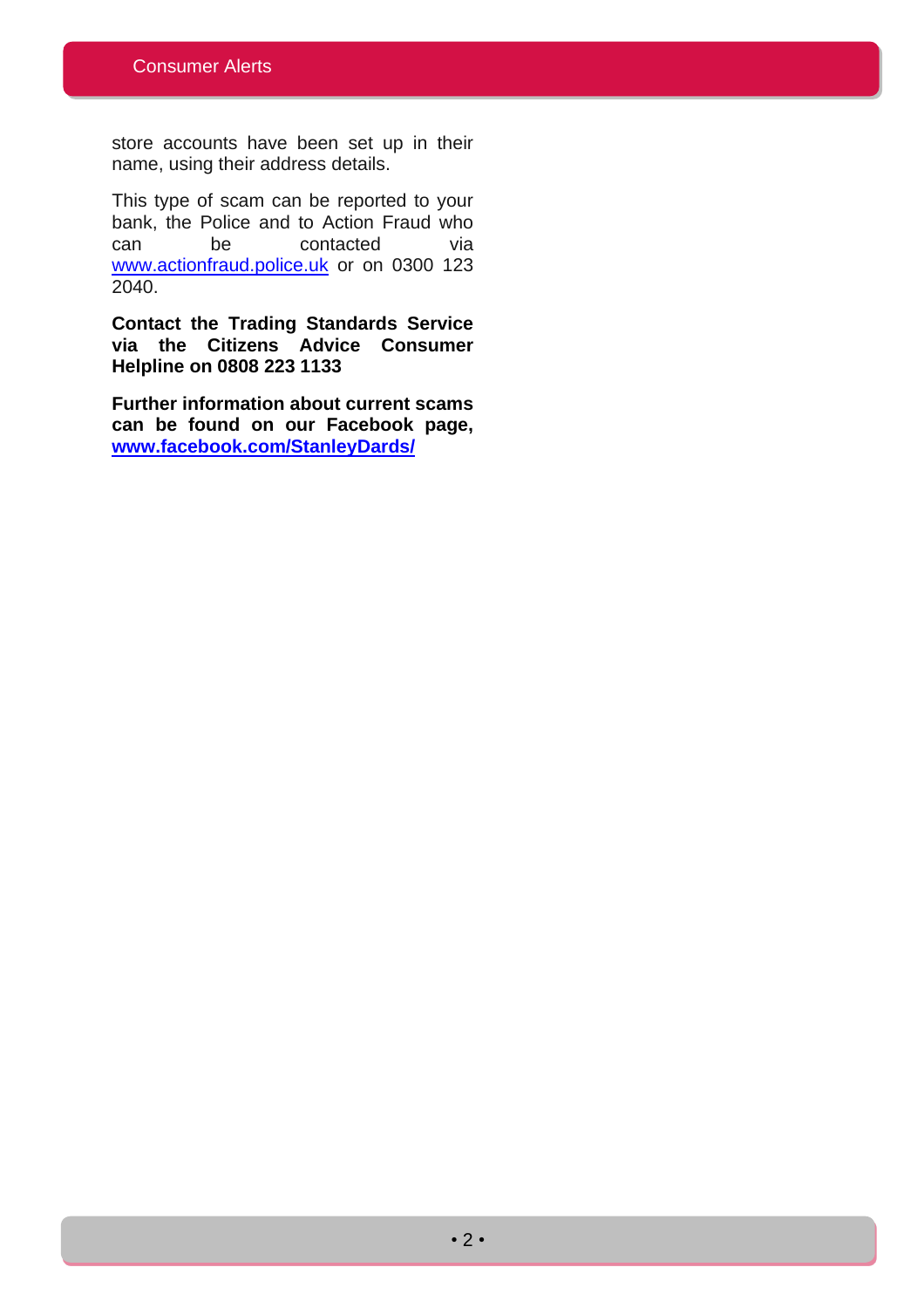store accounts have been set up in their name, using their address details.

This type of scam can be reported to your bank, the Police and to Action Fraud who can be contacted via www.actionfraud.police.uk or on 0300 123 2040.

**Contact the Trading Standards Service via the Citizens Advice Consumer Helpline on 0808 223 1133**

**Further information about current scams can be found on our Facebook page, www.facebook.com/StanleyDards/**